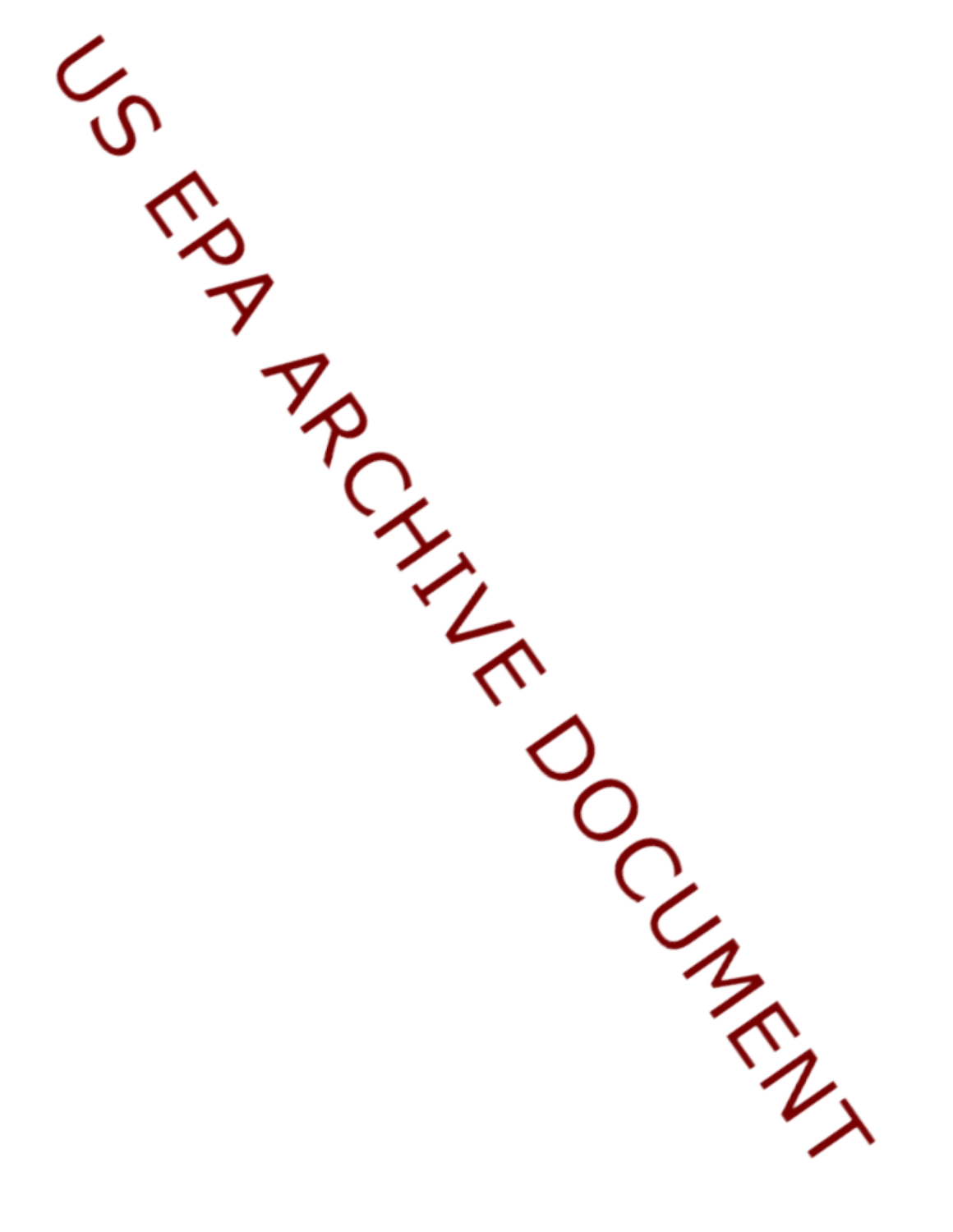US EPA ARCHIVE DOCUMENT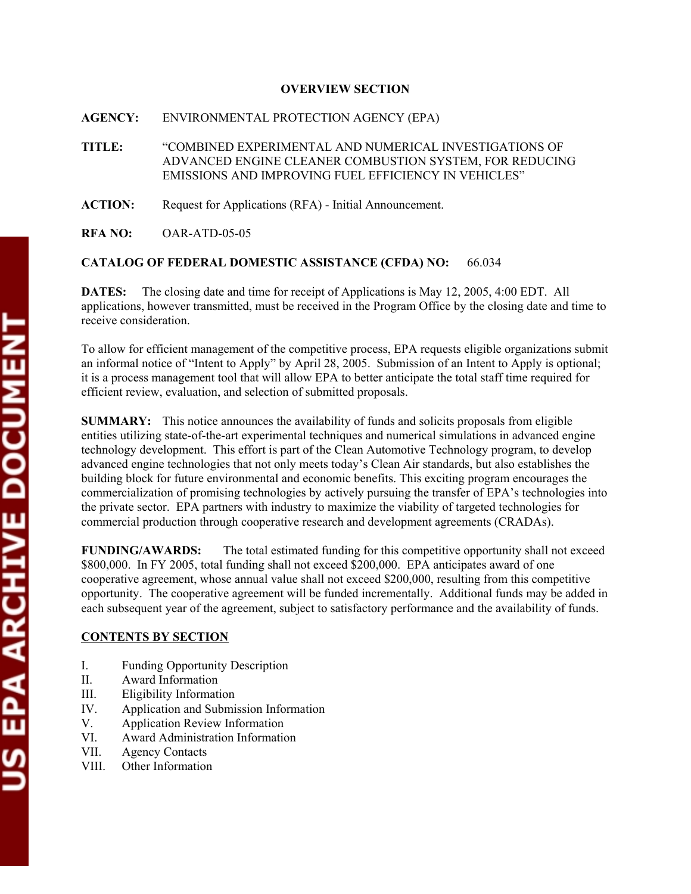## OVERVIEW SECTION

**AGENCY:** ENVIRONMENTAL PROTECTION AGENCY (EPA)

**TITLE:** "COMBINED EXPERIMENTAL AND NUMERICAL INVESTIGATIONS OF ADVANCED ENGINE CLEANER COMBUSTION SYSTEM, FOR REDUCING EMISSIONS AND IMPROVING FUEL EFFICIENCY IN VEHICLES"

**ACTION:** Request for Applications (RFA) - Initial Announcement.

**RFA NO:** OAR-ATD-05-05

**CATALOG OF FEDERAL DOMESTIC ASSISTANCE (CFDA) NO:** 66.034

**DATES:** The closing date and time for receipt of Applications is May 12, 2005, 4:00 EDT. All applications, however transmitted, must be received in the Program Office by the closing date and time to receive consideration.

To allow for efficient management of the competitive process, EPA requests eligible organizations submit an informal notice of "Intent to Apply" by April 28, 2005. Submission of an Intent to Apply is optional; it is a process management tool that will allow EPA to better anticipate the total staff time required for efficient review, evaluation, and selection of submitted proposals.

**SUMMARY:** This notice announces the availability of funds and solicits proposals from eligible entities utilizing state-of-the-art experimental techniques and numerical simulations in advanced engine technology development. This effort is part of the Clean Automotive Technology program, to develop advanced engine technologies that not only meets today's Clean Air standards, but also establishes the building block for future environmental and economic benefits. This exciting program encourages the commercialization of promising technologies by actively pursuing the transfer of EPA's technologies into the private sector. EPA partners with industry to maximize the viability of targeted technologies for commercial production through cooperative research and development agreements (CRADAs).

**FUNDING/AWARDS:** The total estimated funding for this competitive opportunity shall not exceed $800,000. In FY 2005, total funding shall not exceed $200,000. EPA anticipates award of one cooperative agreement, whose annual value shall not exceed $200,000, resulting from this competitive opportunity. The cooperative agreement will be funded incrementally. Additional funds may be added in each subsequent year of the agreement, subject to satisfactory performance and the availability of funds.

**CONTENTS BY SECTION**

I. Funding Opportunity Description
II. Award Information
III. Eligibility Information
IV. Application and Submission Information
V. Application Review Information
VI. Award Administration Information
VII. Agency Contacts
VIII. Other Information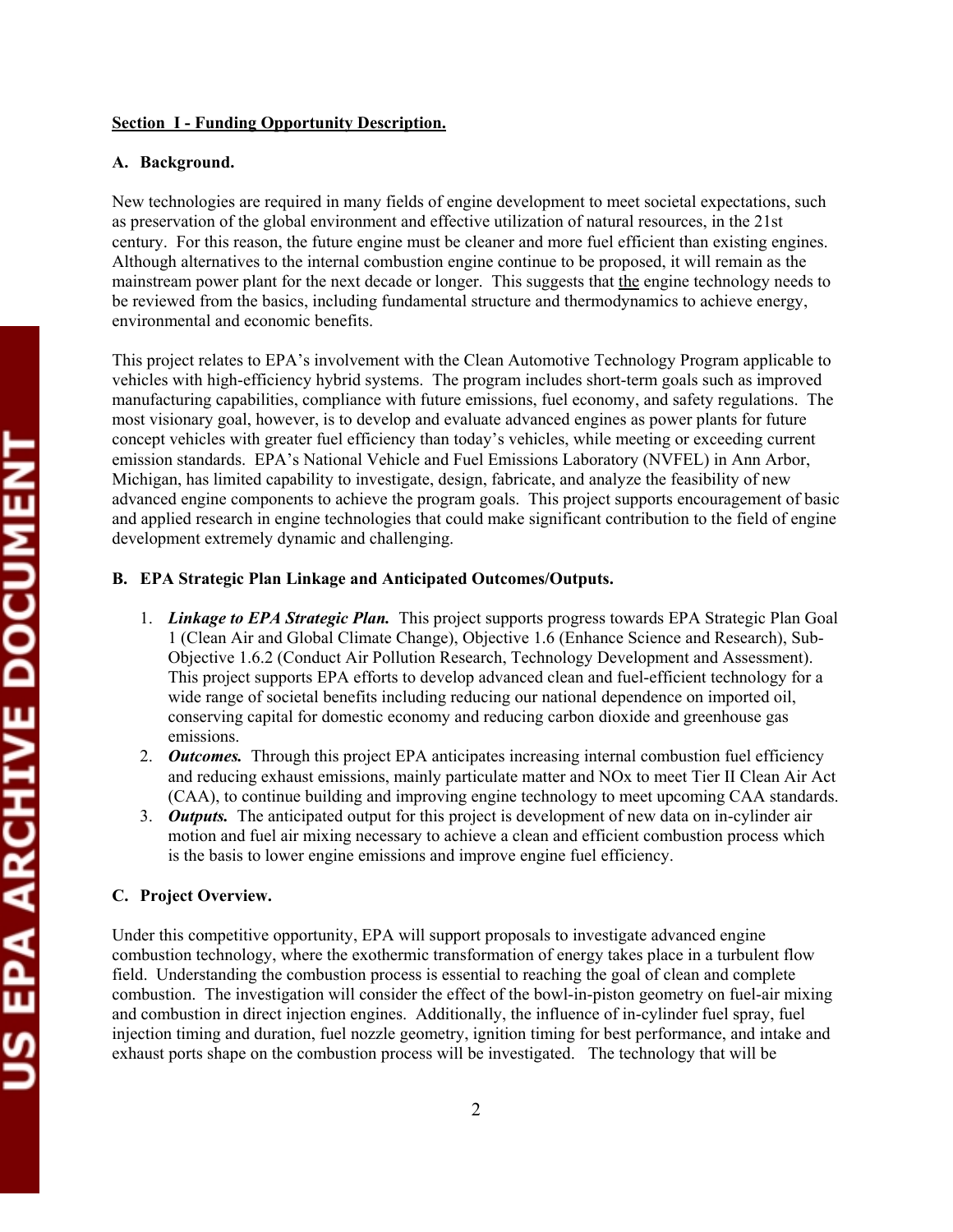**Section I - Funding Opportunity Description.**

**A. Background.**

New technologies are required in many fields of engine development to meet societal expectations, such as preservation of the global environment and effective utilization of natural resources, in the 21st century. For this reason, the future engine must be cleaner and more fuel efficient than existing engines. Although alternatives to the internal combustion engine continue to be proposed, it will remain as the mainstream power plant for the next decade or longer. This suggests that the engine technology needs to be reviewed from the basics, including fundamental structure and thermodynamics to achieve energy, environmental and economic benefits.

This project relates to EPA's involvement with the Clean Automotive Technology Program applicable to vehicles with high-efficiency hybrid systems. The program includes short-term goals such as improved manufacturing capabilities, compliance with future emissions, fuel economy, and safety regulations. The most visionary goal, however, is to develop and evaluate advanced engines as power plants for future concept vehicles with greater fuel efficiency than today's vehicles, while meeting or exceeding current emission standards. EPA's National Vehicle and Fuel Emissions Laboratory (NVFEL) in Ann Arbor, Michigan, has limited capability to investigate, design, fabricate, and analyze the feasibility of new advanced engine components to achieve the program goals. This project supports encouragement of basic and applied research in engine technologies that could make significant contribution to the field of engine development extremely dynamic and challenging.

**B. EPA Strategic Plan Linkage and Anticipated Outcomes/Outputs.**

1. ***Linkage to EPA Strategic Plan.*** This project supports progress towards EPA Strategic Plan Goal 1 (Clean Air and Global Climate Change), Objective 1.6 (Enhance Science and Research), Sub-Objective 1.6.2 (Conduct Air Pollution Research, Technology Development and Assessment). This project supports EPA efforts to develop advanced clean and fuel-efficient technology for a wide range of societal benefits including reducing our national dependence on imported oil, conserving capital for domestic economy and reducing carbon dioxide and greenhouse gas emissions.
2. ***Outcomes.*** Through this project EPA anticipates increasing internal combustion fuel efficiency and reducing exhaust emissions, mainly particulate matter and NOx to meet Tier II Clean Air Act (CAA), to continue building and improving engine technology to meet upcoming CAA standards.
3. ***Outputs.*** The anticipated output for this project is development of new data on in-cylinder air motion and fuel air mixing necessary to achieve a clean and efficient combustion process which is the basis to lower engine emissions and improve engine fuel efficiency.

**C. Project Overview.**

Under this competitive opportunity, EPA will support proposals to investigate advanced engine combustion technology, where the exothermic transformation of energy takes place in a turbulent flow field. Understanding the combustion process is essential to reaching the goal of clean and complete combustion. The investigation will consider the effect of the bowl-in-piston geometry on fuel-air mixing and combustion in direct injection engines. Additionally, the influence of in-cylinder fuel spray, fuel injection timing and duration, fuel nozzle geometry, ignition timing for best performance, and intake and exhaust ports shape on the combustion process will be investigated. The technology that will be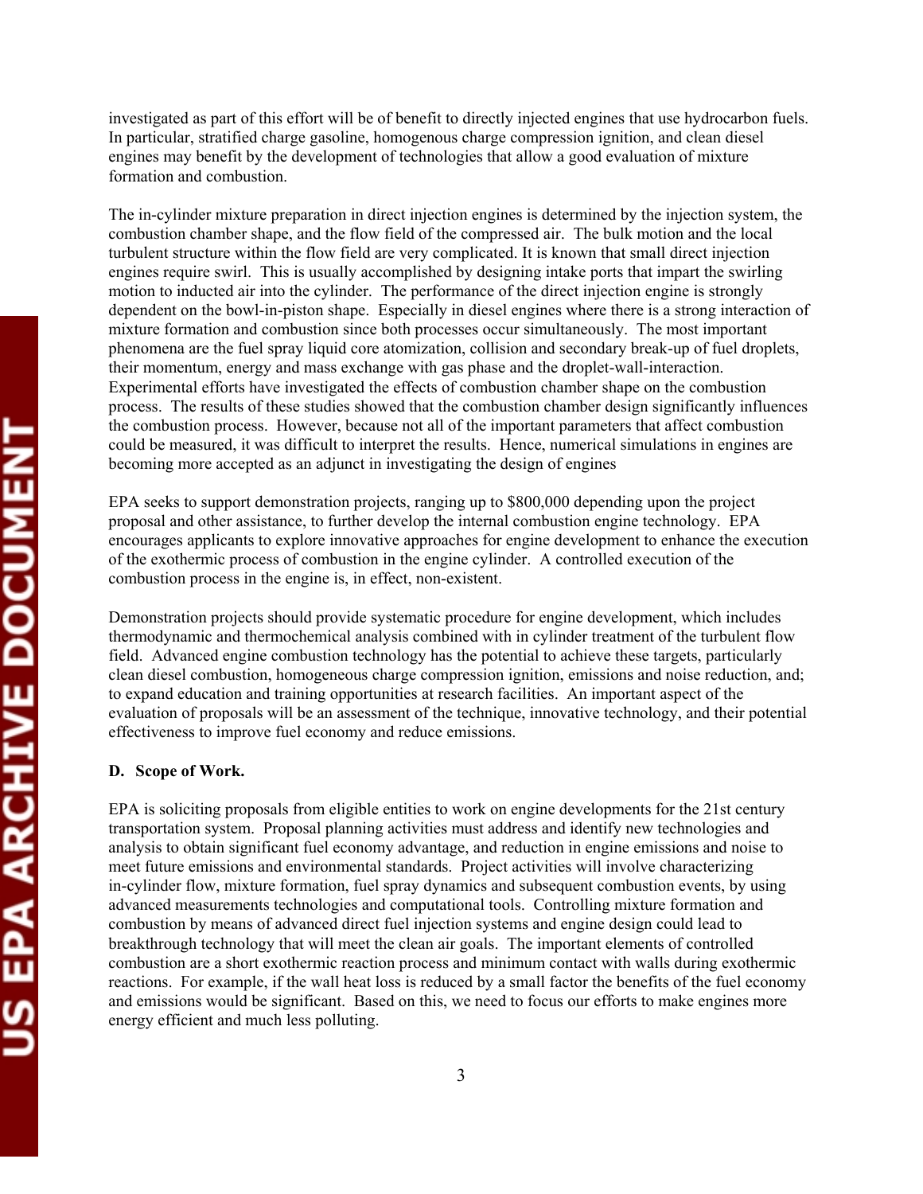investigated as part of this effort will be of benefit to directly injected engines that use hydrocarbon fuels. In particular, stratified charge gasoline, homogenous charge compression ignition, and clean diesel engines may benefit by the development of technologies that allow a good evaluation of mixture formation and combustion.

The in-cylinder mixture preparation in direct injection engines is determined by the injection system, the combustion chamber shape, and the flow field of the compressed air. The bulk motion and the local turbulent structure within the flow field are very complicated. It is known that small direct injection engines require swirl. This is usually accomplished by designing intake ports that impart the swirling motion to inducted air into the cylinder. The performance of the direct injection engine is strongly dependent on the bowl-in-piston shape. Especially in diesel engines where there is a strong interaction of mixture formation and combustion since both processes occur simultaneously. The most important phenomena are the fuel spray liquid core atomization, collision and secondary break-up of fuel droplets, their momentum, energy and mass exchange with gas phase and the droplet-wall-interaction. Experimental efforts have investigated the effects of combustion chamber shape on the combustion process. The results of these studies showed that the combustion chamber design significantly influences the combustion process. However, because not all of the important parameters that affect combustion could be measured, it was difficult to interpret the results. Hence, numerical simulations in engines are becoming more accepted as an adjunct in investigating the design of engines

EPA seeks to support demonstration projects, ranging up to $800,000 depending upon the project proposal and other assistance, to further develop the internal combustion engine technology. EPA encourages applicants to explore innovative approaches for engine development to enhance the execution of the exothermic process of combustion in the engine cylinder. A controlled execution of the combustion process in the engine is, in effect, non-existent.

Demonstration projects should provide systematic procedure for engine development, which includes thermodynamic and thermochemical analysis combined with in cylinder treatment of the turbulent flow field. Advanced engine combustion technology has the potential to achieve these targets, particularly clean diesel combustion, homogeneous charge compression ignition, emissions and noise reduction, and; to expand education and training opportunities at research facilities. An important aspect of the evaluation of proposals will be an assessment of the technique, innovative technology, and their potential effectiveness to improve fuel economy and reduce emissions.

**D. Scope of Work.**

EPA is soliciting proposals from eligible entities to work on engine developments for the 21st century transportation system. Proposal planning activities must address and identify new technologies and analysis to obtain significant fuel economy advantage, and reduction in engine emissions and noise to meet future emissions and environmental standards. Project activities will involve characterizing in-cylinder flow, mixture formation, fuel spray dynamics and subsequent combustion events, by using advanced measurements technologies and computational tools. Controlling mixture formation and combustion by means of advanced direct fuel injection systems and engine design could lead to breakthrough technology that will meet the clean air goals. The important elements of controlled combustion are a short exothermic reaction process and minimum contact with walls during exothermic reactions. For example, if the wall heat loss is reduced by a small factor the benefits of the fuel economy and emissions would be significant. Based on this, we need to focus our efforts to make engines more energy efficient and much less polluting.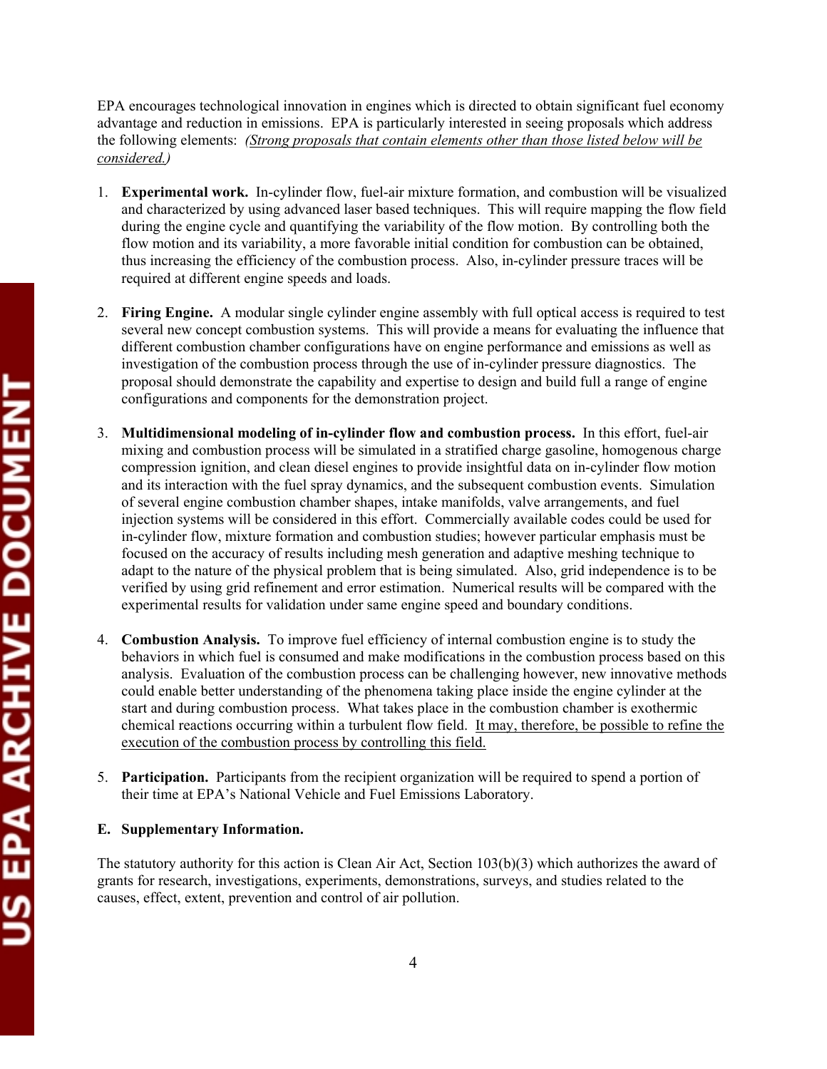EPA encourages technological innovation in engines which is directed to obtain significant fuel economy advantage and reduction in emissions. EPA is particularly interested in seeing proposals which address the following elements: *(Strong proposals that contain elements other than those listed below will be considered.)*

1. **Experimental work.** In-cylinder flow, fuel-air mixture formation, and combustion will be visualized and characterized by using advanced laser based techniques. This will require mapping the flow field during the engine cycle and quantifying the variability of the flow motion. By controlling both the flow motion and its variability, a more favorable initial condition for combustion can be obtained, thus increasing the efficiency of the combustion process. Also, in-cylinder pressure traces will be required at different engine speeds and loads.

2. **Firing Engine.** A modular single cylinder engine assembly with full optical access is required to test several new concept combustion systems. This will provide a means for evaluating the influence that different combustion chamber configurations have on engine performance and emissions as well as investigation of the combustion process through the use of in-cylinder pressure diagnostics. The proposal should demonstrate the capability and expertise to design and build full a range of engine configurations and components for the demonstration project.

3. **Multidimensional modeling of in-cylinder flow and combustion process.** In this effort, fuel-air mixing and combustion process will be simulated in a stratified charge gasoline, homogenous charge compression ignition, and clean diesel engines to provide insightful data on in-cylinder flow motion and its interaction with the fuel spray dynamics, and the subsequent combustion events. Simulation of several engine combustion chamber shapes, intake manifolds, valve arrangements, and fuel injection systems will be considered in this effort. Commercially available codes could be used for in-cylinder flow, mixture formation and combustion studies; however particular emphasis must be focused on the accuracy of results including mesh generation and adaptive meshing technique to adapt to the nature of the physical problem that is being simulated. Also, grid independence is to be verified by using grid refinement and error estimation. Numerical results will be compared with the experimental results for validation under same engine speed and boundary conditions.

4. **Combustion Analysis.** To improve fuel efficiency of internal combustion engine is to study the behaviors in which fuel is consumed and make modifications in the combustion process based on this analysis. Evaluation of the combustion process can be challenging however, new innovative methods could enable better understanding of the phenomena taking place inside the engine cylinder at the start and during combustion process. What takes place in the combustion chamber is exothermic chemical reactions occurring within a turbulent flow field. It may, therefore, be possible to refine the execution of the combustion process by controlling this field.

5. **Participation.** Participants from the recipient organization will be required to spend a portion of their time at EPA's National Vehicle and Fuel Emissions Laboratory.

**E. Supplementary Information.**

The statutory authority for this action is Clean Air Act, Section 103(b)(3) which authorizes the award of grants for research, investigations, experiments, demonstrations, surveys, and studies related to the causes, effect, extent, prevention and control of air pollution.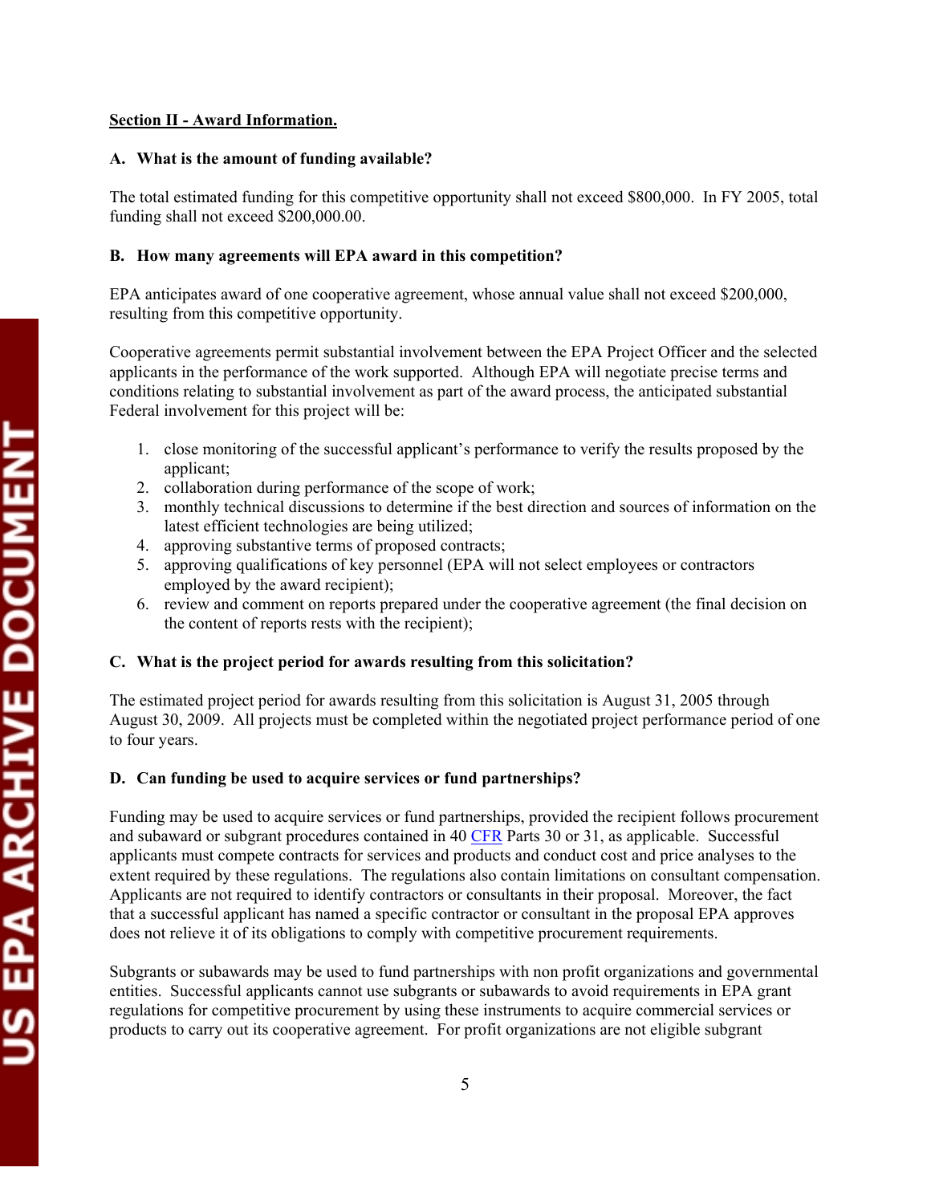**Section II - Award Information.**

**A. What is the amount of funding available?**

The total estimated funding for this competitive opportunity shall not exceed $800,000. In FY 2005, total funding shall not exceed $200,000.00.

**B. How many agreements will EPA award in this competition?**

EPA anticipates award of one cooperative agreement, whose annual value shall not exceed $200,000, resulting from this competitive opportunity.

Cooperative agreements permit substantial involvement between the EPA Project Officer and the selected applicants in the performance of the work supported. Although EPA will negotiate precise terms and conditions relating to substantial involvement as part of the award process, the anticipated substantial Federal involvement for this project will be:

1. close monitoring of the successful applicant's performance to verify the results proposed by the applicant;
2. collaboration during performance of the scope of work;
3. monthly technical discussions to determine if the best direction and sources of information on the latest efficient technologies are being utilized;
4. approving substantive terms of proposed contracts;
5. approving qualifications of key personnel (EPA will not select employees or contractors employed by the award recipient);
6. review and comment on reports prepared under the cooperative agreement (the final decision on the content of reports rests with the recipient);

**C. What is the project period for awards resulting from this solicitation?**

The estimated project period for awards resulting from this solicitation is August 31, 2005 through August 30, 2009. All projects must be completed within the negotiated project performance period of one to four years.

**D. Can funding be used to acquire services or fund partnerships?**

Funding may be used to acquire services or fund partnerships, provided the recipient follows procurement and subaward or subgrant procedures contained in 40 CFR Parts 30 or 31, as applicable. Successful applicants must compete contracts for services and products and conduct cost and price analyses to the extent required by these regulations. The regulations also contain limitations on consultant compensation. Applicants are not required to identify contractors or consultants in their proposal. Moreover, the fact that a successful applicant has named a specific contractor or consultant in the proposal EPA approves does not relieve it of its obligations to comply with competitive procurement requirements.

Subgrants or subawards may be used to fund partnerships with non profit organizations and governmental entities. Successful applicants cannot use subgrants or subawards to avoid requirements in EPA grant regulations for competitive procurement by using these instruments to acquire commercial services or products to carry out its cooperative agreement. For profit organizations are not eligible subgrant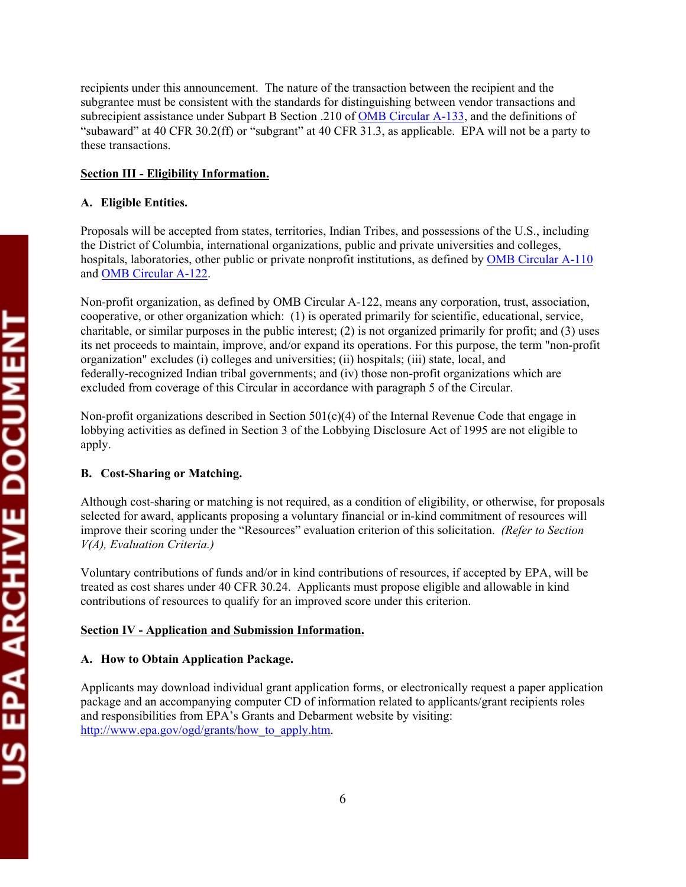recipients under this announcement. The nature of the transaction between the recipient and the subgrantee must be consistent with the standards for distinguishing between vendor transactions and subrecipient assistance under Subpart B Section .210 of [OMB Circular A-133](), and the definitions of "subaward" at 40 CFR 30.2(ff) or "subgrant" at 40 CFR 31.3, as applicable. EPA will not be a party to these transactions.

## Section III - Eligibility Information.

### A. Eligible Entities.

Proposals will be accepted from states, territories, Indian Tribes, and possessions of the U.S., including the District of Columbia, international organizations, public and private universities and colleges, hospitals, laboratories, other public or private nonprofit institutions, as defined by OMB Circular A-110 and OMB Circular A-122.

Non-profit organization, as defined by OMB Circular A-122, means any corporation, trust, association, cooperative, or other organization which: (1) is operated primarily for scientific, educational, service, charitable, or similar purposes in the public interest; (2) is not organized primarily for profit; and (3) uses its net proceeds to maintain, improve, and/or expand its operations. For this purpose, the term "non-profit organization" excludes (i) colleges and universities; (ii) hospitals; (iii) state, local, and federally-recognized Indian tribal governments; and (iv) those non-profit organizations which are excluded from coverage of this Circular in accordance with paragraph 5 of the Circular.

Non-profit organizations described in Section 501(c)(4) of the Internal Revenue Code that engage in lobbying activities as defined in Section 3 of the Lobbying Disclosure Act of 1995 are not eligible to apply.

### B. Cost-Sharing or Matching.

Although cost-sharing or matching is not required, as a condition of eligibility, or otherwise, for proposals selected for award, applicants proposing a voluntary financial or in-kind commitment of resources will improve their scoring under the "Resources" evaluation criterion of this solicitation. *(Refer to Section V(A), Evaluation Criteria.)*

Voluntary contributions of funds and/or in kind contributions of resources, if accepted by EPA, will be treated as cost shares under 40 CFR 30.24. Applicants must propose eligible and allowable in kind contributions of resources to qualify for an improved score under this criterion.

## Section IV - Application and Submission Information.

### A. How to Obtain Application Package.

Applicants may download individual grant application forms, or electronically request a paper application package and an accompanying computer CD of information related to applicants/grant recipients roles and responsibilities from EPA's Grants and Debarment website by visiting: http://www.epa.gov/ogd/grants/how_to_apply.htm.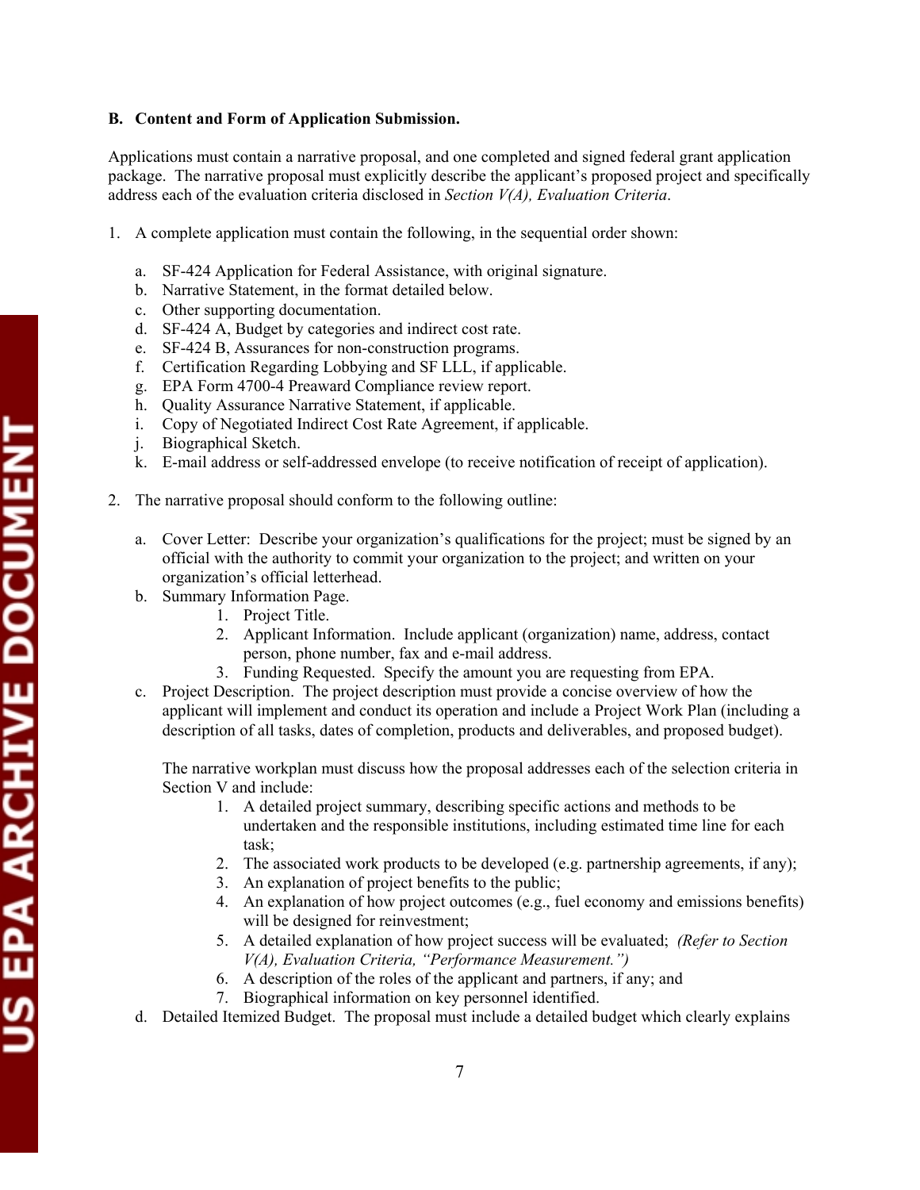### B. Content and Form of Application Submission.

Applications must contain a narrative proposal, and one completed and signed federal grant application package. The narrative proposal must explicitly describe the applicant's proposed project and specifically address each of the evaluation criteria disclosed in *Section V(A), Evaluation Criteria*.

1. A complete application must contain the following, in the sequential order shown:

   a. SF-424 Application for Federal Assistance, with original signature.
   b. Narrative Statement, in the format detailed below.
   c. Other supporting documentation.
   d. SF-424 A, Budget by categories and indirect cost rate.
   e. SF-424 B, Assurances for non-construction programs.
   f. Certification Regarding Lobbying and SF LLL, if applicable.
   g. EPA Form 4700-4 Preaward Compliance review report.
   h. Quality Assurance Narrative Statement, if applicable.
   i. Copy of Negotiated Indirect Cost Rate Agreement, if applicable.
   j. Biographical Sketch.
   k. E-mail address or self-addressed envelope (to receive notification of receipt of application).

2. The narrative proposal should conform to the following outline:

   a. Cover Letter: Describe your organization's qualifications for the project; must be signed by an official with the authority to commit your organization to the project; and written on your organization's official letterhead.
   b. Summary Information Page.
      1. Project Title.
      2. Applicant Information. Include applicant (organization) name, address, contact person, phone number, fax and e-mail address.
      3. Funding Requested. Specify the amount you are requesting from EPA.
   c. Project Description. The project description must provide a concise overview of how the applicant will implement and conduct its operation and include a Project Work Plan (including a description of all tasks, dates of completion, products and deliverables, and proposed budget).

      The narrative workplan must discuss how the proposal addresses each of the selection criteria in Section V and include:
      1. A detailed project summary, describing specific actions and methods to be undertaken and the responsible institutions, including estimated time line for each task;
      2. The associated work products to be developed (e.g. partnership agreements, if any);
      3. An explanation of project benefits to the public;
      4. An explanation of how project outcomes (e.g., fuel economy and emissions benefits) will be designed for reinvestment;
      5. A detailed explanation of how project success will be evaluated; *(Refer to Section V(A), Evaluation Criteria, "Performance Measurement.")*
      6. A description of the roles of the applicant and partners, if any; and
      7. Biographical information on key personnel identified.
   d. Detailed Itemized Budget. The proposal must include a detailed budget which clearly explains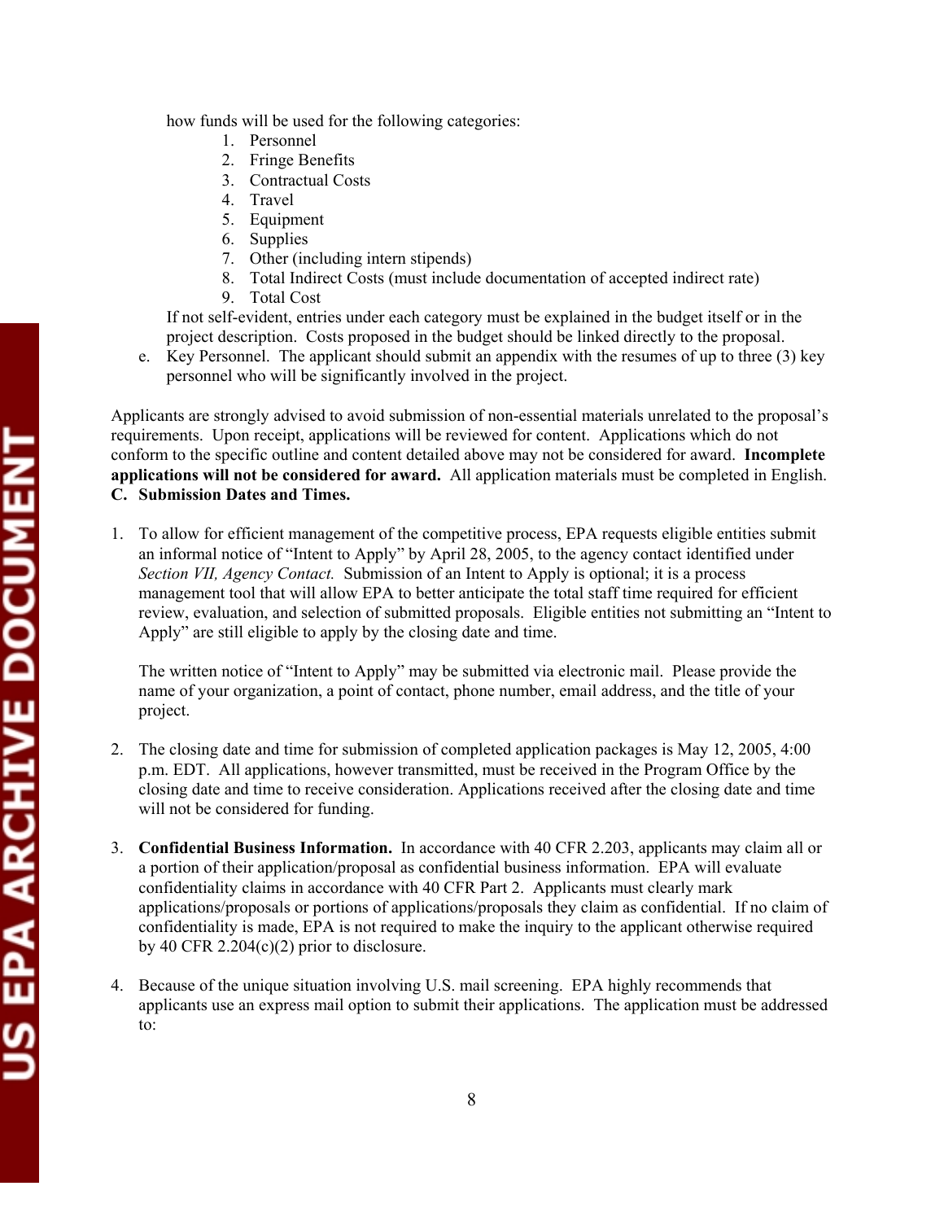how funds will be used for the following categories:

1. Personnel
2. Fringe Benefits
3. Contractual Costs
4. Travel
5. Equipment
6. Supplies
7. Other (including intern stipends)
8. Total Indirect Costs (must include documentation of accepted indirect rate)
9. Total Cost

If not self-evident, entries under each category must be explained in the budget itself or in the project description. Costs proposed in the budget should be linked directly to the proposal.

e. Key Personnel. The applicant should submit an appendix with the resumes of up to three (3) key personnel who will be significantly involved in the project.

Applicants are strongly advised to avoid submission of non-essential materials unrelated to the proposal's requirements. Upon receipt, applications will be reviewed for content. Applications which do not conform to the specific outline and content detailed above may not be considered for award. **Incomplete applications will not be considered for award.** All application materials must be completed in English.

**C. Submission Dates and Times.**

1. To allow for efficient management of the competitive process, EPA requests eligible entities submit an informal notice of "Intent to Apply" by April 28, 2005, to the agency contact identified under *Section VII, Agency Contact.* Submission of an Intent to Apply is optional; it is a process management tool that will allow EPA to better anticipate the total staff time required for efficient review, evaluation, and selection of submitted proposals. Eligible entities not submitting an "Intent to Apply" are still eligible to apply by the closing date and time.

   The written notice of "Intent to Apply" may be submitted via electronic mail. Please provide the name of your organization, a point of contact, phone number, email address, and the title of your project.

2. The closing date and time for submission of completed application packages is May 12, 2005, 4:00 p.m. EDT. All applications, however transmitted, must be received in the Program Office by the closing date and time to receive consideration. Applications received after the closing date and time will not be considered for funding.

3. **Confidential Business Information.** In accordance with 40 CFR 2.203, applicants may claim all or a portion of their application/proposal as confidential business information. EPA will evaluate confidentiality claims in accordance with 40 CFR Part 2. Applicants must clearly mark applications/proposals or portions of applications/proposals they claim as confidential. If no claim of confidentiality is made, EPA is not required to make the inquiry to the applicant otherwise required by 40 CFR 2.204(c)(2) prior to disclosure.

4. Because of the unique situation involving U.S. mail screening. EPA highly recommends that applicants use an express mail option to submit their applications. The application must be addressed to: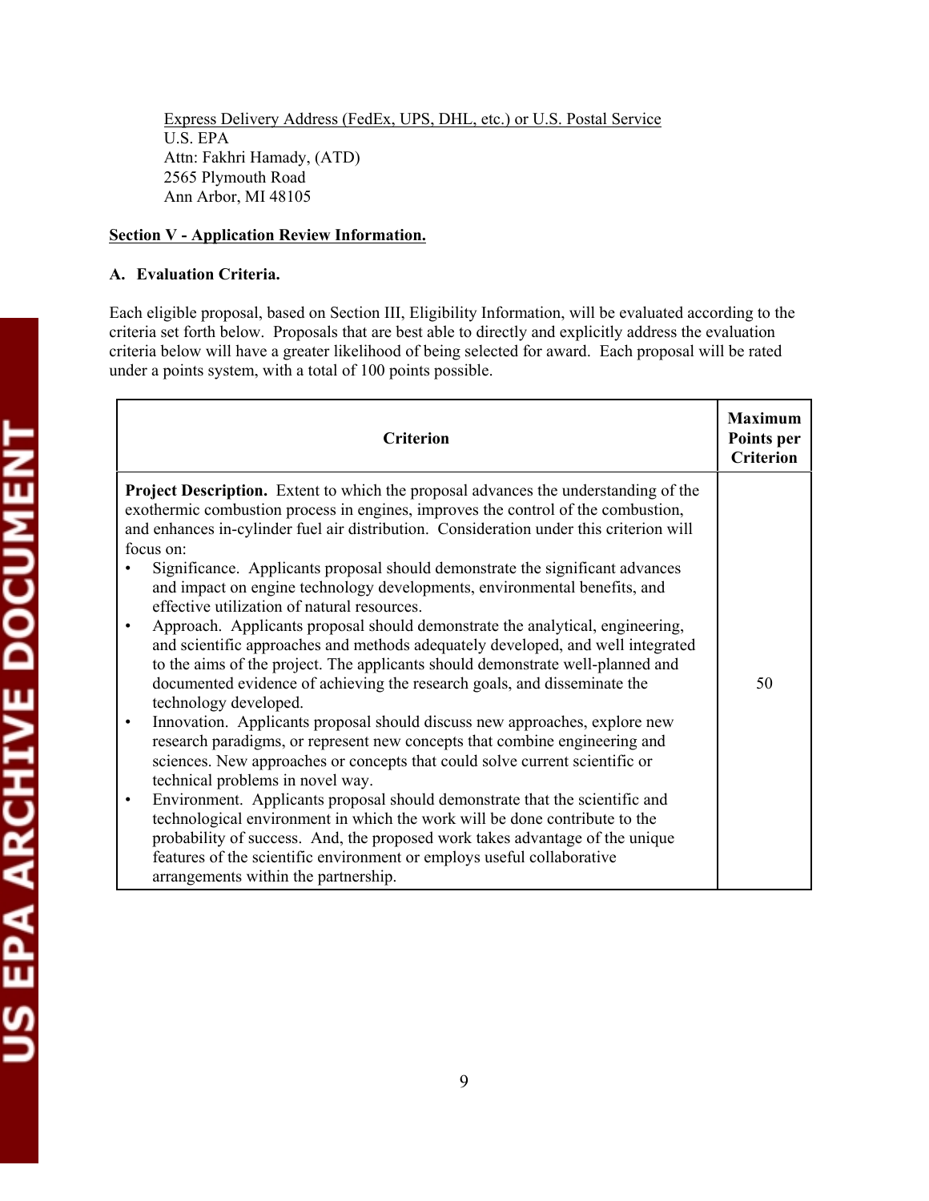Express Delivery Address (FedEx, UPS, DHL, etc.) or U.S. Postal Service
U.S. EPA
Attn: Fakhri Hamady, (ATD)
2565 Plymouth Road
Ann Arbor, MI 48105

## Section V - Application Review Information.

### A. Evaluation Criteria.

Each eligible proposal, based on Section III, Eligibility Information, will be evaluated according to the criteria set forth below. Proposals that are best able to directly and explicitly address the evaluation criteria below will have a greater likelihood of being selected for award. Each proposal will be rated under a points system, with a total of 100 points possible.

| Criterion | Maximum Points per Criterion |
| --- | --- |
| **Project Description.** Extent to which the proposal advances the understanding of the exothermic combustion process in engines, improves the control of the combustion, and enhances in-cylinder fuel air distribution. Consideration under this criterion will focus on:<br>• Significance. Applicants proposal should demonstrate the significant advances and impact on engine technology developments, environmental benefits, and effective utilization of natural resources.<br>• Approach. Applicants proposal should demonstrate the analytical, engineering, and scientific approaches and methods adequately developed, and well integrated to the aims of the project. The applicants should demonstrate well-planned and documented evidence of achieving the research goals, and disseminate the technology developed.<br>• Innovation. Applicants proposal should discuss new approaches, explore new research paradigms, or represent new concepts that combine engineering and sciences. New approaches or concepts that could solve current scientific or technical problems in novel way.<br>• Environment. Applicants proposal should demonstrate that the scientific and technological environment in which the work will be done contribute to the probability of success. And, the proposed work takes advantage of the unique features of the scientific environment or employs useful collaborative arrangements within the partnership. | 50 |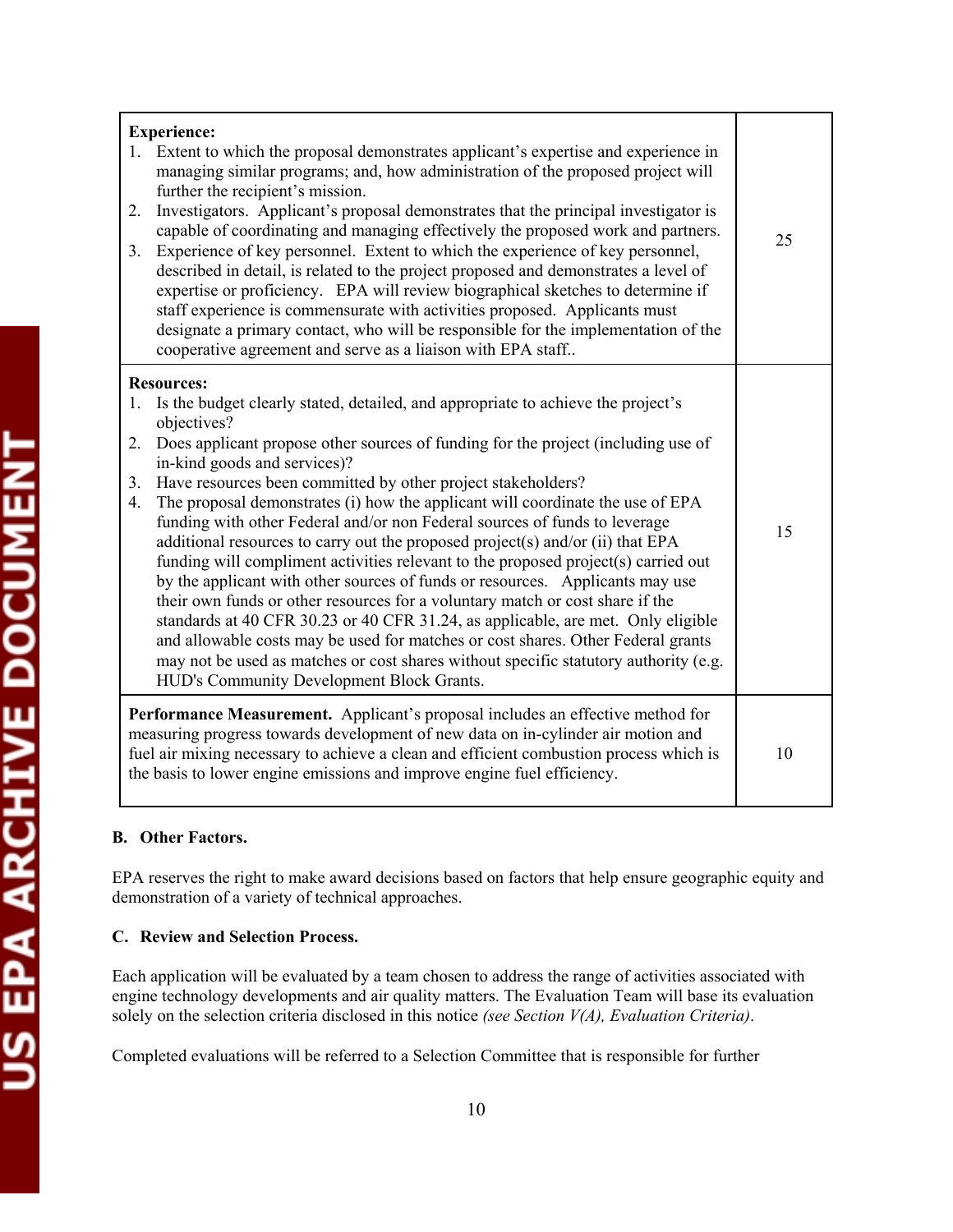| | |
|---|---|
| **Experience:**<br>1. Extent to which the proposal demonstrates applicant's expertise and experience in managing similar programs; and, how administration of the proposed project will further the recipient's mission.<br>2. Investigators. Applicant's proposal demonstrates that the principal investigator is capable of coordinating and managing effectively the proposed work and partners.<br>3. Experience of key personnel. Extent to which the experience of key personnel, described in detail, is related to the project proposed and demonstrates a level of expertise or proficiency. EPA will review biographical sketches to determine if staff experience is commensurate with activities proposed. Applicants must designate a primary contact, who will be responsible for the implementation of the cooperative agreement and serve as a liaison with EPA staff.. | 25 |
| **Resources:**<br>1. Is the budget clearly stated, detailed, and appropriate to achieve the project's objectives?<br>2. Does applicant propose other sources of funding for the project (including use of in-kind goods and services)?<br>3. Have resources been committed by other project stakeholders?<br>4. The proposal demonstrates (i) how the applicant will coordinate the use of EPA funding with other Federal and/or non Federal sources of funds to leverage additional resources to carry out the proposed project(s) and/or (ii) that EPA funding will compliment activities relevant to the proposed project(s) carried out by the applicant with other sources of funds or resources. Applicants may use their own funds or other resources for a voluntary match or cost share if the standards at 40 CFR 30.23 or 40 CFR 31.24, as applicable, are met. Only eligible and allowable costs may be used for matches or cost shares. Other Federal grants may not be used as matches or cost shares without specific statutory authority (e.g. HUD's Community Development Block Grants. | 15 |
| **Performance Measurement.** Applicant's proposal includes an effective method for measuring progress towards development of new data on in-cylinder air motion and fuel air mixing necessary to achieve a clean and efficient combustion process which is the basis to lower engine emissions and improve engine fuel efficiency. | 10 |

### B. Other Factors.

EPA reserves the right to make award decisions based on factors that help ensure geographic equity and demonstration of a variety of technical approaches.

### C. Review and Selection Process.

Each application will be evaluated by a team chosen to address the range of activities associated with engine technology developments and air quality matters. The Evaluation Team will base its evaluation solely on the selection criteria disclosed in this notice *(see Section V(A), Evaluation Criteria)*.

Completed evaluations will be referred to a Selection Committee that is responsible for further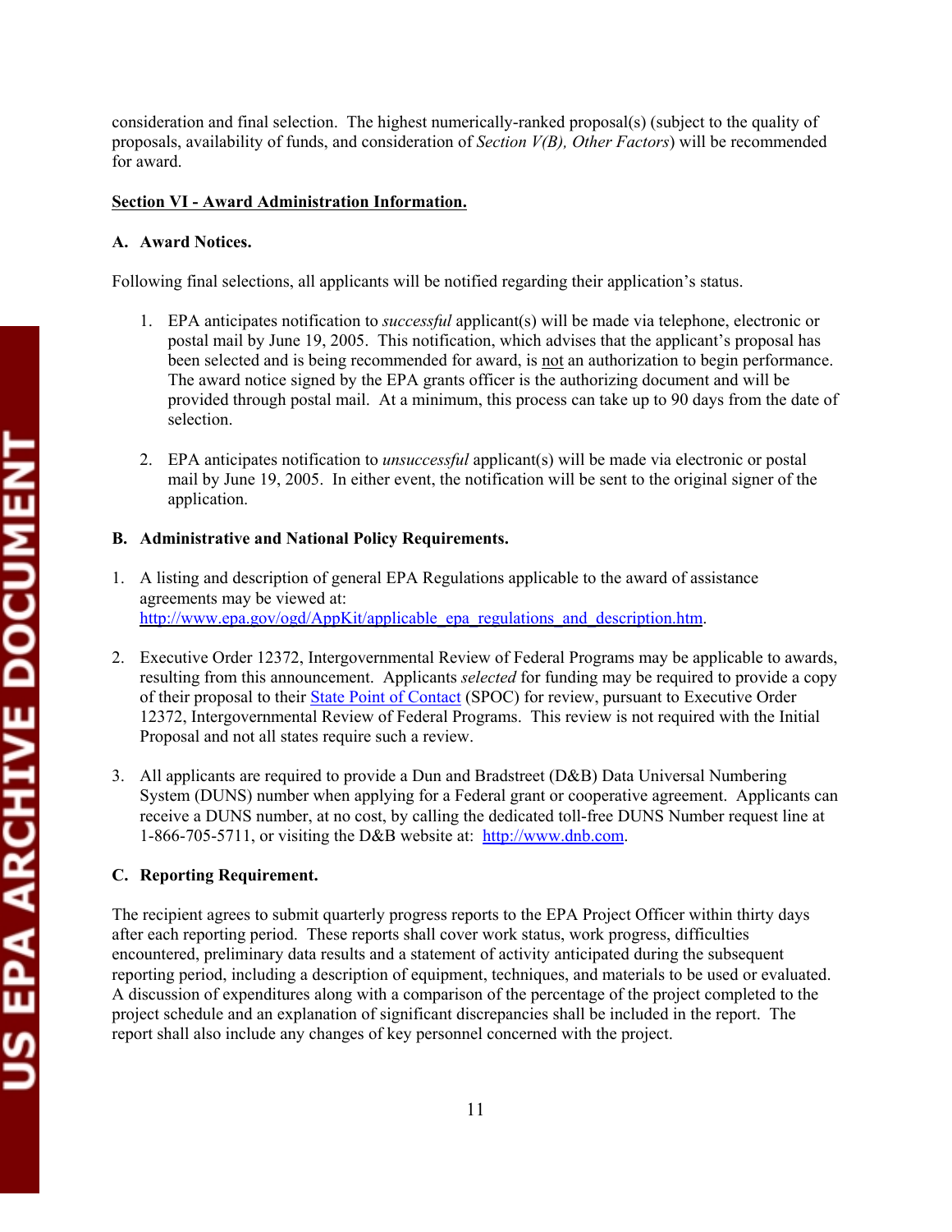consideration and final selection. The highest numerically-ranked proposal(s) (subject to the quality of proposals, availability of funds, and consideration of *Section V(B), Other Factors*) will be recommended for award.

## Section VI - Award Administration Information.

### A. Award Notices.

Following final selections, all applicants will be notified regarding their application's status.

1. EPA anticipates notification to *successful* applicant(s) will be made via telephone, electronic or postal mail by June 19, 2005. This notification, which advises that the applicant's proposal has been selected and is being recommended for award, is not an authorization to begin performance. The award notice signed by the EPA grants officer is the authorizing document and will be provided through postal mail. At a minimum, this process can take up to 90 days from the date of selection.

2. EPA anticipates notification to *unsuccessful* applicant(s) will be made via electronic or postal mail by June 19, 2005. In either event, the notification will be sent to the original signer of the application.

### B. Administrative and National Policy Requirements.

1. A listing and description of general EPA Regulations applicable to the award of assistance agreements may be viewed at: http://www.epa.gov/ogd/AppKit/applicable_epa_regulations_and_description.htm.

2. Executive Order 12372, Intergovernmental Review of Federal Programs may be applicable to awards, resulting from this announcement. Applicants *selected* for funding may be required to provide a copy of their proposal to their State Point of Contact (SPOC) for review, pursuant to Executive Order 12372, Intergovernmental Review of Federal Programs. This review is not required with the Initial Proposal and not all states require such a review.

3. All applicants are required to provide a Dun and Bradstreet (D&B) Data Universal Numbering System (DUNS) number when applying for a Federal grant or cooperative agreement. Applicants can receive a DUNS number, at no cost, by calling the dedicated toll-free DUNS Number request line at 1-866-705-5711, or visiting the D&B website at: http://www.dnb.com.

### C. Reporting Requirement.

The recipient agrees to submit quarterly progress reports to the EPA Project Officer within thirty days after each reporting period. These reports shall cover work status, work progress, difficulties encountered, preliminary data results and a statement of activity anticipated during the subsequent reporting period, including a description of equipment, techniques, and materials to be used or evaluated. A discussion of expenditures along with a comparison of the percentage of the project completed to the project schedule and an explanation of significant discrepancies shall be included in the report. The report shall also include any changes of key personnel concerned with the project.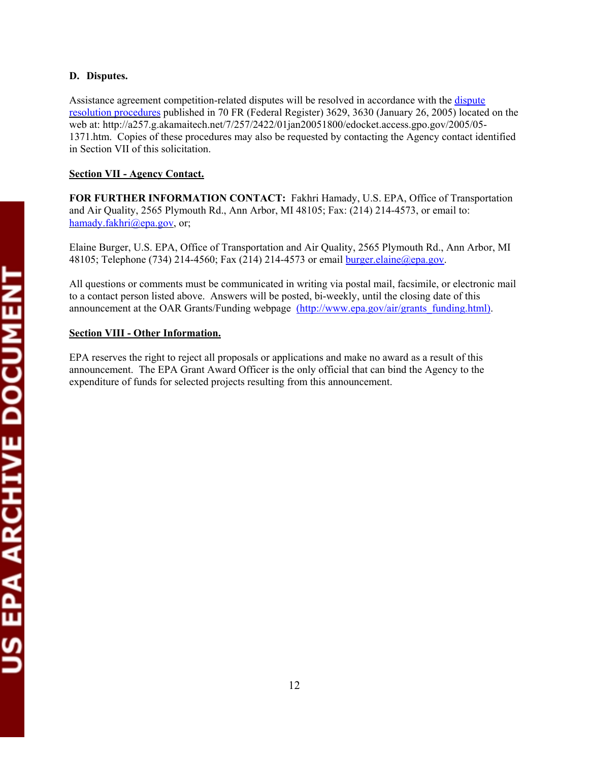**D. Disputes.**

Assistance agreement competition-related disputes will be resolved in accordance with the dispute resolution procedures published in 70 FR (Federal Register) 3629, 3630 (January 26, 2005) located on the web at: http://a257.g.akamaitech.net/7/257/2422/01jan20051800/edocket.access.gpo.gov/2005/05-1371.htm. Copies of these procedures may also be requested by contacting the Agency contact identified in Section VII of this solicitation.

**Section VII - Agency Contact.**

**FOR FURTHER INFORMATION CONTACT:** Fakhri Hamady, U.S. EPA, Office of Transportation and Air Quality, 2565 Plymouth Rd., Ann Arbor, MI 48105; Fax: (214) 214-4573, or email to: hamady.fakhri@epa.gov, or;

Elaine Burger, U.S. EPA, Office of Transportation and Air Quality, 2565 Plymouth Rd., Ann Arbor, MI 48105; Telephone (734) 214-4560; Fax (214) 214-4573 or email burger.elaine@epa.gov.

All questions or comments must be communicated in writing via postal mail, facsimile, or electronic mail to a contact person listed above. Answers will be posted, bi-weekly, until the closing date of this announcement at the OAR Grants/Funding webpage (http://www.epa.gov/air/grants_funding.html).

**Section VIII - Other Information.**

EPA reserves the right to reject all proposals or applications and make no award as a result of this announcement. The EPA Grant Award Officer is the only official that can bind the Agency to the expenditure of funds for selected projects resulting from this announcement.